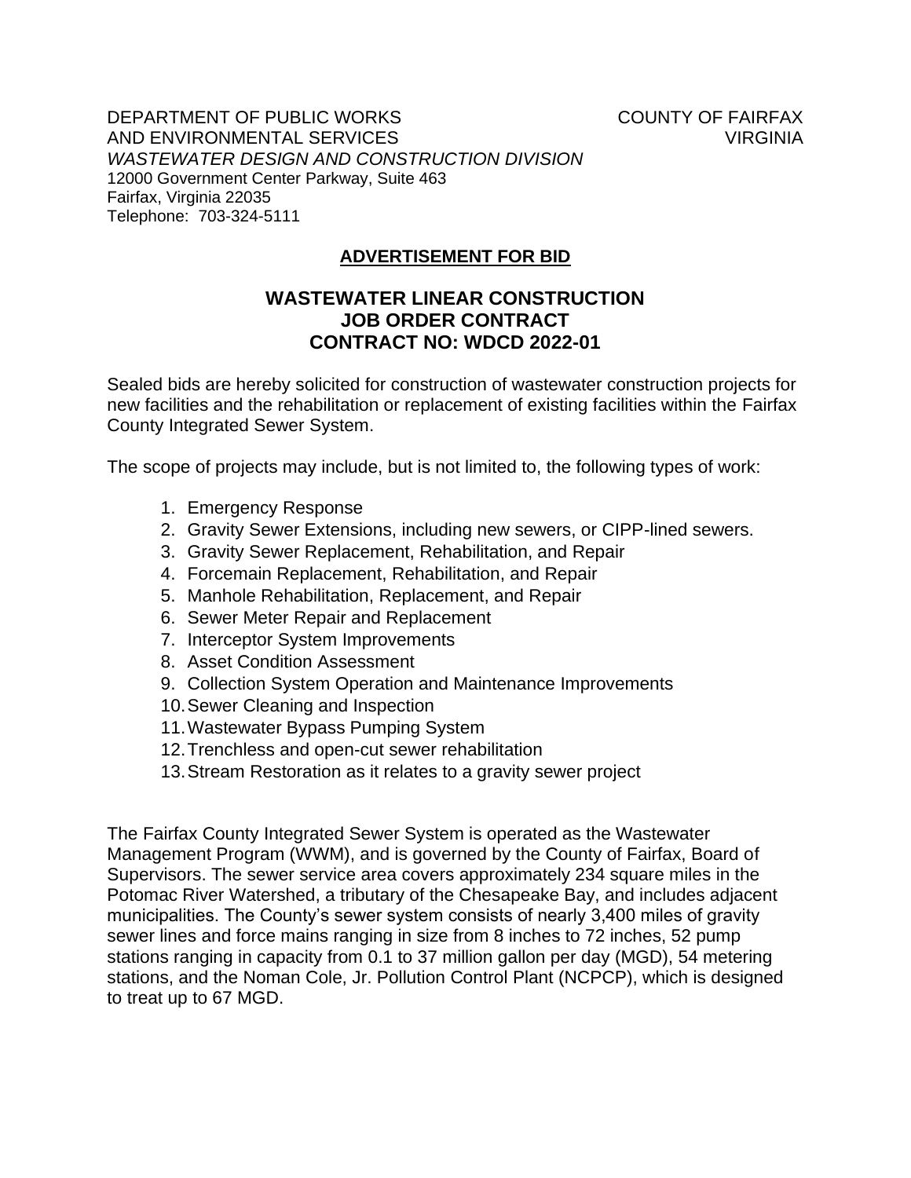DEPARTMENT OF PUBLIC WORKS
AND ENVIRONMENTAL SERVICES
*WASTEWATER DESIGN AND CONSTRUCTION DIVISION*
12000 Government Center Parkway, Suite 463
Fairfax, Virginia 22035
Telephone: 703-324-5111

COUNTY OF FAIRFAX
VIRGINIA

## ADVERTISEMENT FOR BID

# WASTEWATER LINEAR CONSTRUCTION JOB ORDER CONTRACT CONTRACT NO: WDCD 2022-01

Sealed bids are hereby solicited for construction of wastewater construction projects for new facilities and the rehabilitation or replacement of existing facilities within the Fairfax County Integrated Sewer System.

The scope of projects may include, but is not limited to, the following types of work:

1. Emergency Response
2. Gravity Sewer Extensions, including new sewers, or CIPP-lined sewers.
3. Gravity Sewer Replacement, Rehabilitation, and Repair
4. Forcemain Replacement, Rehabilitation, and Repair
5. Manhole Rehabilitation, Replacement, and Repair
6. Sewer Meter Repair and Replacement
7. Interceptor System Improvements
8. Asset Condition Assessment
9. Collection System Operation and Maintenance Improvements
10. Sewer Cleaning and Inspection
11. Wastewater Bypass Pumping System
12. Trenchless and open-cut sewer rehabilitation
13. Stream Restoration as it relates to a gravity sewer project

The Fairfax County Integrated Sewer System is operated as the Wastewater Management Program (WWM), and is governed by the County of Fairfax, Board of Supervisors. The sewer service area covers approximately 234 square miles in the Potomac River Watershed, a tributary of the Chesapeake Bay, and includes adjacent municipalities. The County's sewer system consists of nearly 3,400 miles of gravity sewer lines and force mains ranging in size from 8 inches to 72 inches, 52 pump stations ranging in capacity from 0.1 to 37 million gallon per day (MGD), 54 metering stations, and the Noman Cole, Jr. Pollution Control Plant (NCPCP), which is designed to treat up to 67 MGD.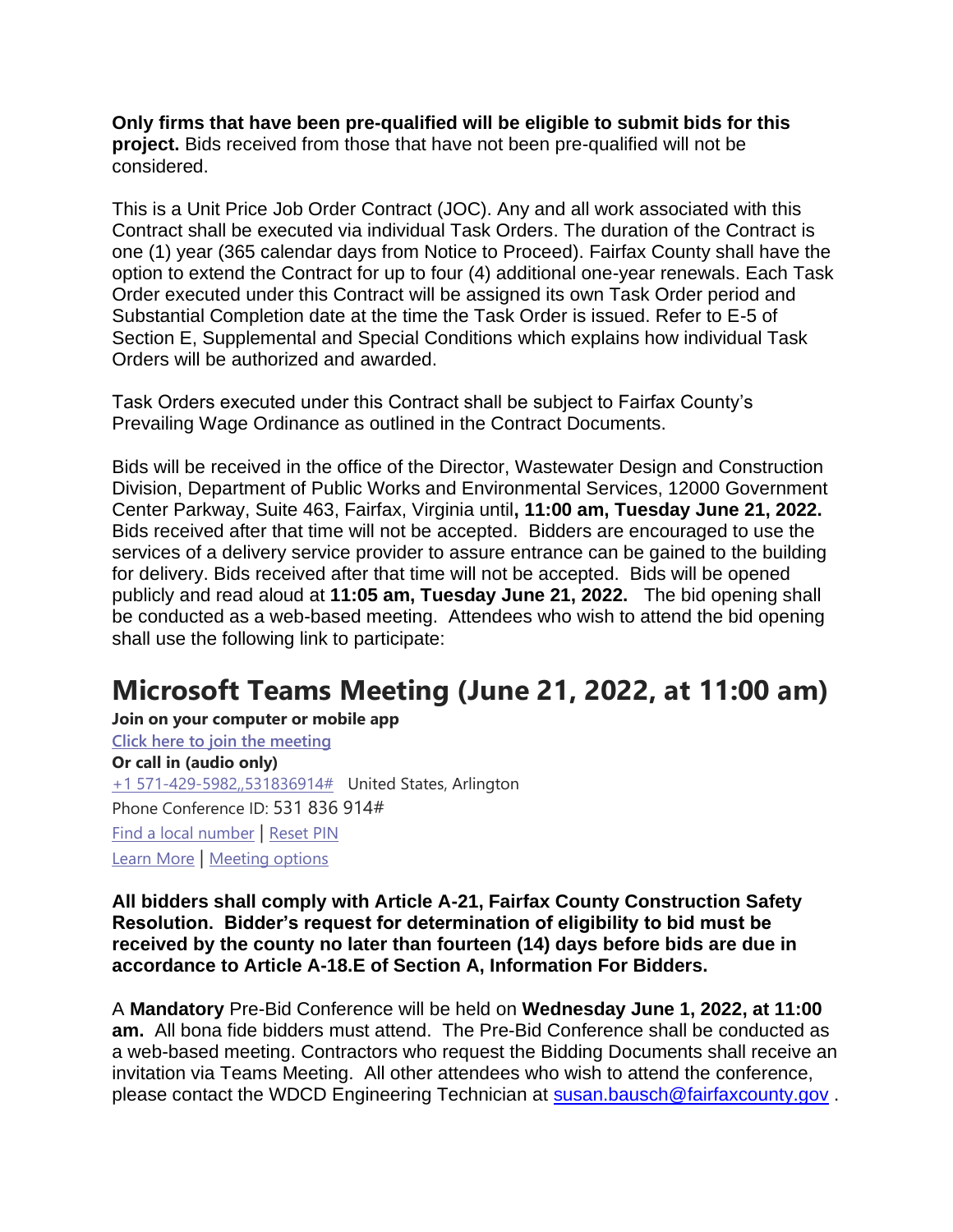**Only firms that have been pre-qualified will be eligible to submit bids for this project.** Bids received from those that have not been pre-qualified will not be considered.

This is a Unit Price Job Order Contract (JOC). Any and all work associated with this Contract shall be executed via individual Task Orders. The duration of the Contract is one (1) year (365 calendar days from Notice to Proceed). Fairfax County shall have the option to extend the Contract for up to four (4) additional one-year renewals. Each Task Order executed under this Contract will be assigned its own Task Order period and Substantial Completion date at the time the Task Order is issued. Refer to E-5 of Section E, Supplemental and Special Conditions which explains how individual Task Orders will be authorized and awarded.

Task Orders executed under this Contract shall be subject to Fairfax County's Prevailing Wage Ordinance as outlined in the Contract Documents.

Bids will be received in the office of the Director, Wastewater Design and Construction Division, Department of Public Works and Environmental Services, 12000 Government Center Parkway, Suite 463, Fairfax, Virginia until**, 11:00 am, Tuesday June 21, 2022.** Bids received after that time will not be accepted. Bidders are encouraged to use the services of a delivery service provider to assure entrance can be gained to the building for delivery. Bids received after that time will not be accepted. Bids will be opened publicly and read aloud at **11:05 am, Tuesday June 21, 2022.** The bid opening shall be conducted as a web-based meeting. Attendees who wish to attend the bid opening shall use the following link to participate:

# Microsoft Teams Meeting (June 21, 2022, at 11:00 am)

**Join on your computer or mobile app**

Click here to join the meeting

**Or call in (audio only)**

+1 571-429-5982,,531836914# United States, Arlington

Phone Conference ID: 531 836 914#

Find a local number | Reset PIN

Learn More | Meeting options

**All bidders shall comply with Article A-21, Fairfax County Construction Safety Resolution. Bidder's request for determination of eligibility to bid must be received by the county no later than fourteen (14) days before bids are due in accordance to Article A-18.E of Section A, Information For Bidders.**

A **Mandatory** Pre-Bid Conference will be held on **Wednesday June 1, 2022, at 11:00 am.** All bona fide bidders must attend. The Pre-Bid Conference shall be conducted as a web-based meeting. Contractors who request the Bidding Documents shall receive an invitation via Teams Meeting. All other attendees who wish to attend the conference, please contact the WDCD Engineering Technician at susan.bausch@fairfaxcounty.gov .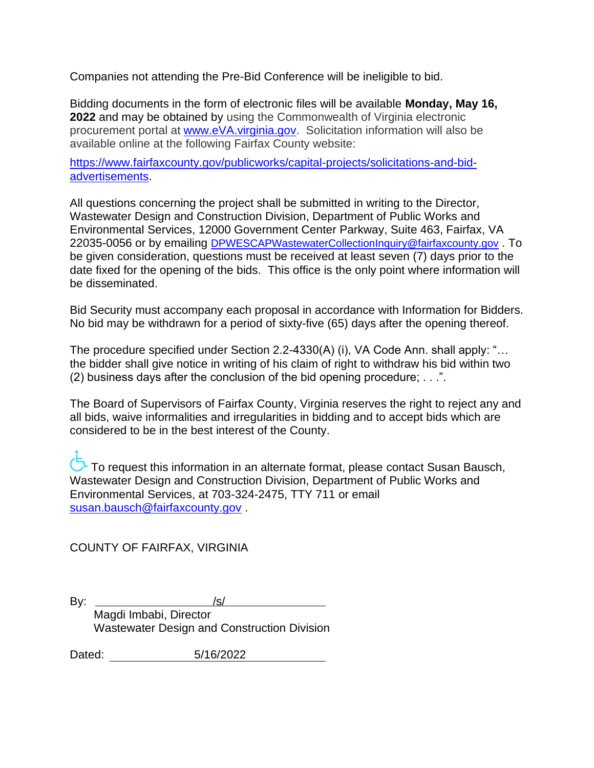Companies not attending the Pre-Bid Conference will be ineligible to bid.

Bidding documents in the form of electronic files will be available **Monday, May 16, 2022** and may be obtained by using the Commonwealth of Virginia electronic procurement portal at www.eVA.virginia.gov. Solicitation information will also be available online at the following Fairfax County website:

https://www.fairfaxcounty.gov/publicworks/capital-projects/solicitations-and-bid-advertisements.

All questions concerning the project shall be submitted in writing to the Director, Wastewater Design and Construction Division, Department of Public Works and Environmental Services, 12000 Government Center Parkway, Suite 463, Fairfax, VA 22035-0056 or by emailing DPWESCAPWastewaterCollectionInquiry@fairfaxcounty.gov . To be given consideration, questions must be received at least seven (7) days prior to the date fixed for the opening of the bids. This office is the only point where information will be disseminated.

Bid Security must accompany each proposal in accordance with Information for Bidders. No bid may be withdrawn for a period of sixty-five (65) days after the opening thereof.

The procedure specified under Section 2.2-4330(A) (i), VA Code Ann. shall apply: "… the bidder shall give notice in writing of his claim of right to withdraw his bid within two (2) business days after the conclusion of the bid opening procedure; . . .".

The Board of Supervisors of Fairfax County, Virginia reserves the right to reject any and all bids, waive informalities and irregularities in bidding and to accept bids which are considered to be in the best interest of the County.

To request this information in an alternate format, please contact Susan Bausch, Wastewater Design and Construction Division, Department of Public Works and Environmental Services, at 703-324-2475, TTY 711 or email susan.bausch@fairfaxcounty.gov .

COUNTY OF FAIRFAX, VIRGINIA

By: /s/

Magdi Imbabi, Director
Wastewater Design and Construction Division

Dated: 5/16/2022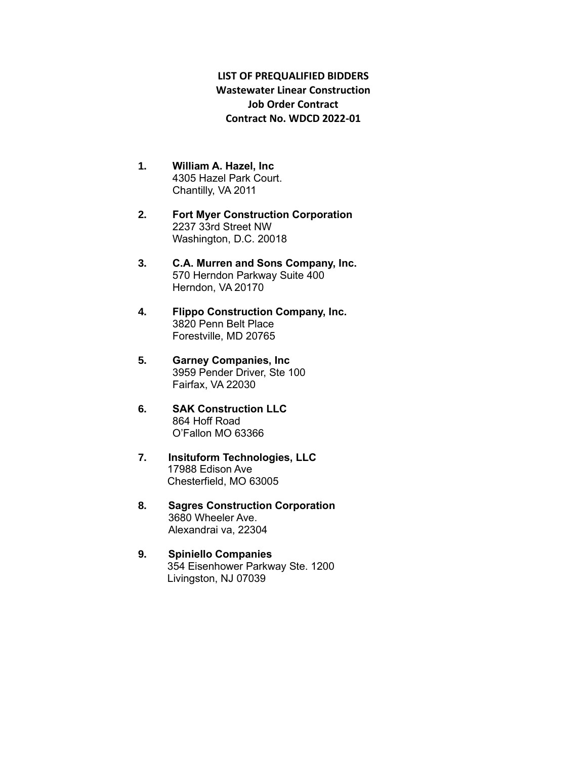**LIST OF PREQUALIFIED BIDDERS**
**Wastewater Linear Construction**
**Job Order Contract**
**Contract No. WDCD 2022-01**

1. **William A. Hazel, Inc**
   4305 Hazel Park Court.
   Chantilly, VA 2011

2. **Fort Myer Construction Corporation**
   2237 33rd Street NW
   Washington, D.C. 20018

3. **C.A. Murren and Sons Company, Inc.**
   570 Herndon Parkway Suite 400
   Herndon, VA 20170

4. **Flippo Construction Company, Inc.**
   3820 Penn Belt Place
   Forestville, MD 20765

5. **Garney Companies, Inc**
   3959 Pender Driver, Ste 100
   Fairfax, VA 22030

6. **SAK Construction LLC**
   864 Hoff Road
   O'Fallon MO 63366

7. **Insituform Technologies, LLC**
   17988 Edison Ave
   Chesterfield, MO 63005

8. **Sagres Construction Corporation**
   3680 Wheeler Ave.
   Alexandrai va, 22304

9. **Spiniello Companies**
   354 Eisenhower Parkway Ste. 1200
   Livingston, NJ 07039